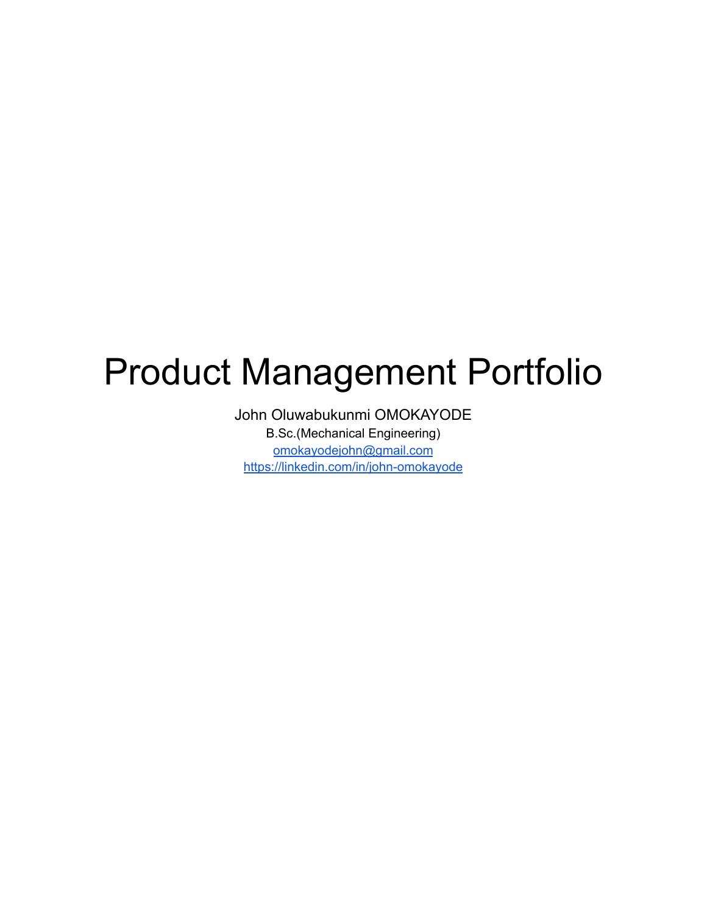# Product Management Portfolio

John Oluwabukunmi OMOKAYODE

B.Sc.(Mechanical Engineering)

[omokayodejohn@gmail.com](mailto:omokayodejohn@gmail.com)

[https://linkedin.com/in/john-omokayode](https://linkedin.com/in/john-omokayode)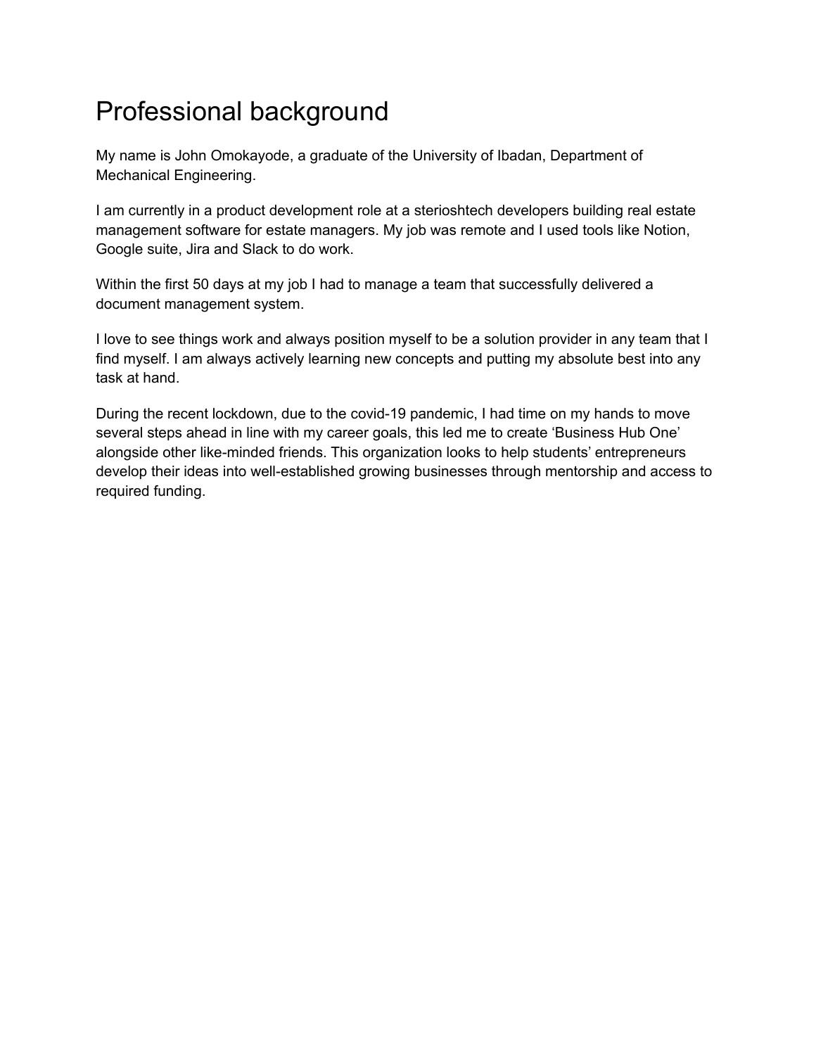# Professional background

My name is John Omokayode, a graduate of the University of Ibadan, Department of Mechanical Engineering.

I am currently in a product development role at a sterioshtech developers building real estate management software for estate managers. My job was remote and I used tools like Notion, Google suite, Jira and Slack to do work.

Within the first 50 days at my job I had to manage a team that successfully delivered a document management system.

I love to see things work and always position myself to be a solution provider in any team that I find myself. I am always actively learning new concepts and putting my absolute best into any task at hand.

During the recent lockdown, due to the covid-19 pandemic, I had time on my hands to move several steps ahead in line with my career goals, this led me to create 'Business Hub One' alongside other like-minded friends. This organization looks to help students' entrepreneurs develop their ideas into well-established growing businesses through mentorship and access to required funding.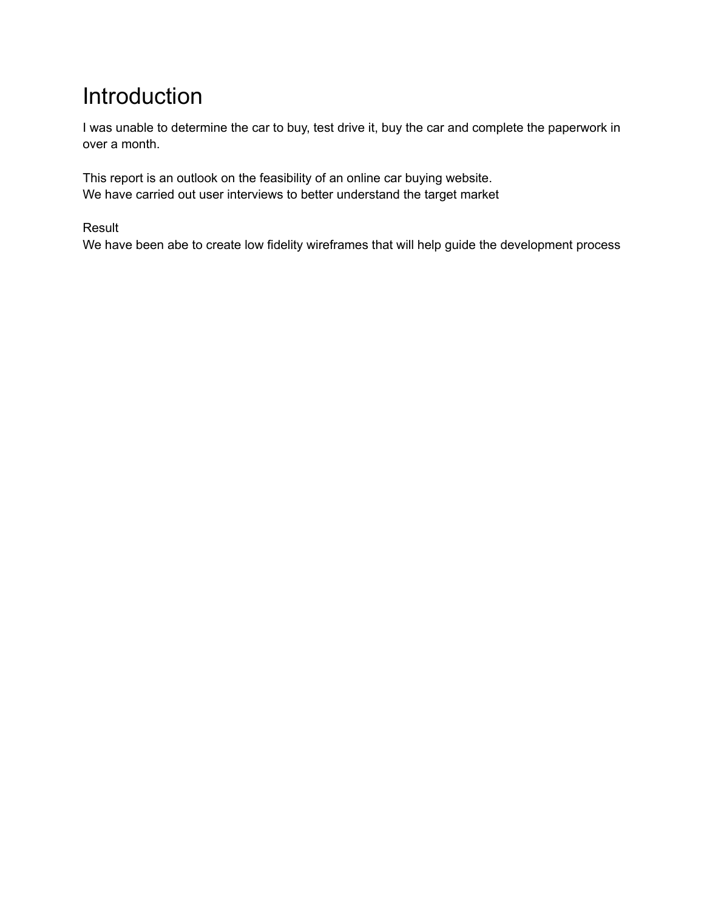# Introduction

I was unable to determine the car to buy, test drive it, buy the car and complete the paperwork in over a month.

This report is an outlook on the feasibility of an online car buying website.
We have carried out user interviews to better understand the target market

Result
We have been abe to create low fidelity wireframes that will help guide the development process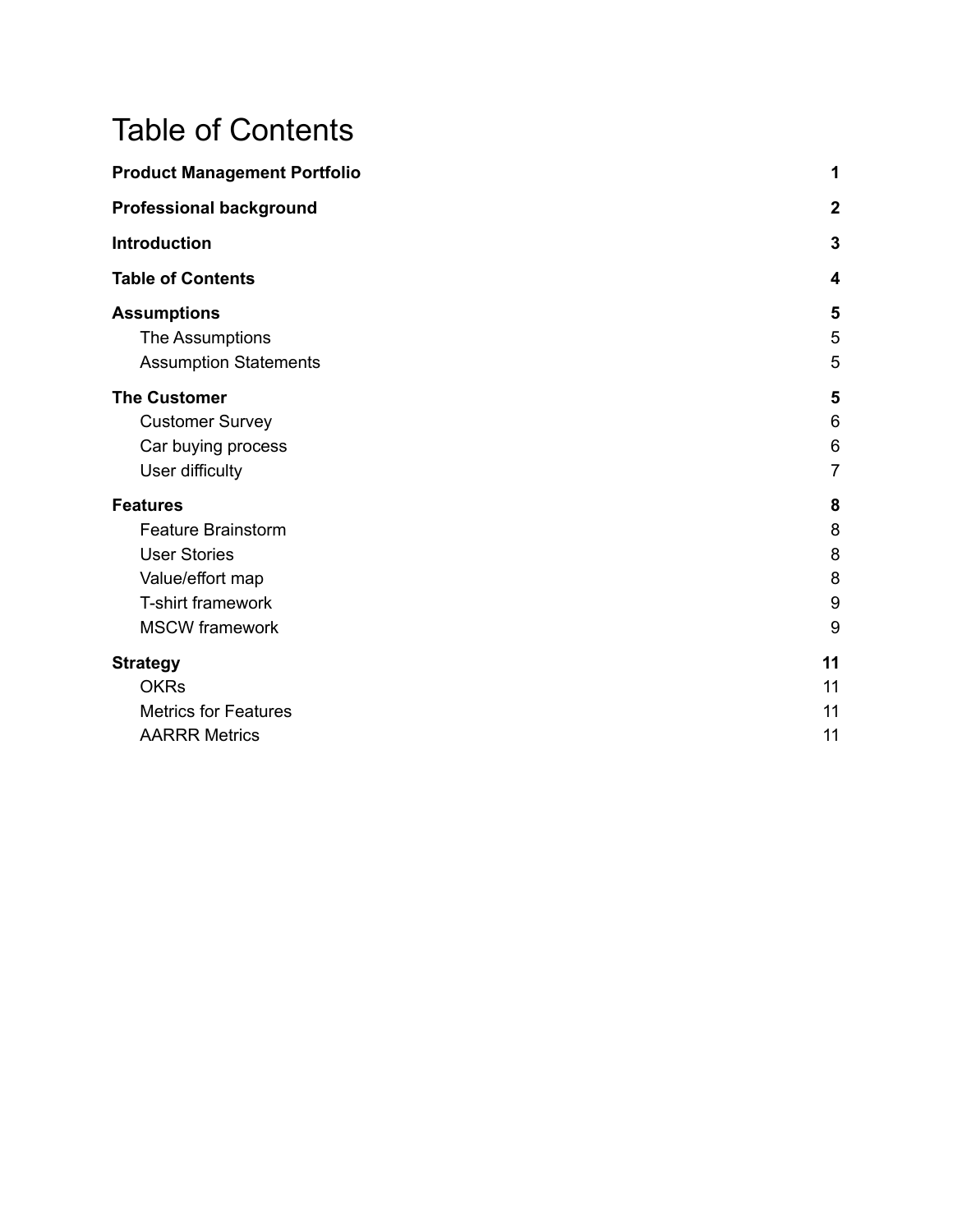# Table of Contents

| | |
|---|---|
| **Product Management Portfolio** | **1** |
| **Professional background** | **2** |
| **Introduction** | **3** |
| **Table of Contents** | **4** |
| **Assumptions** | **5** |
| The Assumptions | 5 |
| Assumption Statements | 5 |
| **The Customer** | **5** |
| Customer Survey | 6 |
| Car buying process | 6 |
| User difficulty | 7 |
| **Features** | **8** |
| Feature Brainstorm | 8 |
| User Stories | 8 |
| Value/effort map | 8 |
| T-shirt framework | 9 |
| MSCW framework | 9 |
| **Strategy** | **11** |
| OKRs | 11 |
| Metrics for Features | 11 |
| AARRR Metrics | 11 |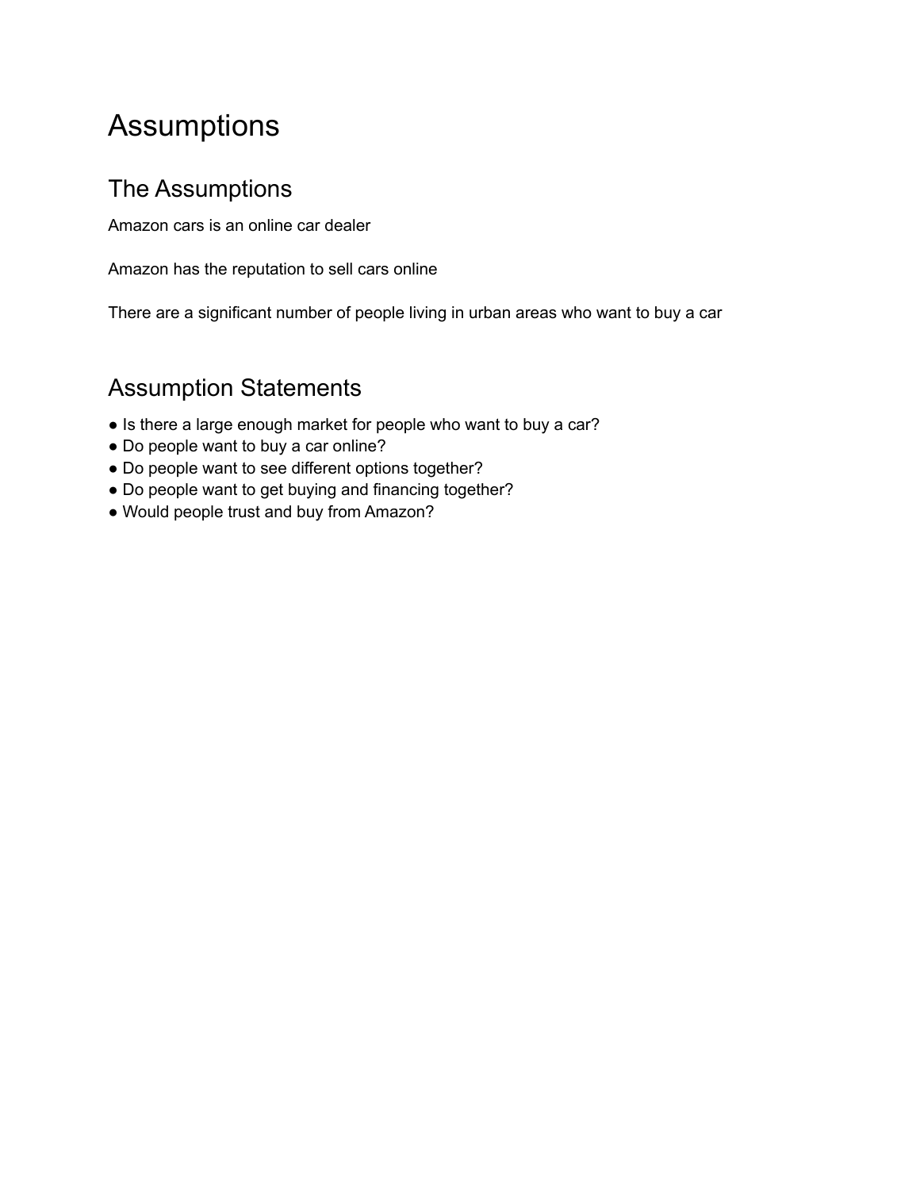# Assumptions

## The Assumptions

Amazon cars is an online car dealer

Amazon has the reputation to sell cars online

There are a significant number of people living in urban areas who want to buy a car

## Assumption Statements

- Is there a large enough market for people who want to buy a car?
- Do people want to buy a car online?
- Do people want to see different options together?
- Do people want to get buying and financing together?
- Would people trust and buy from Amazon?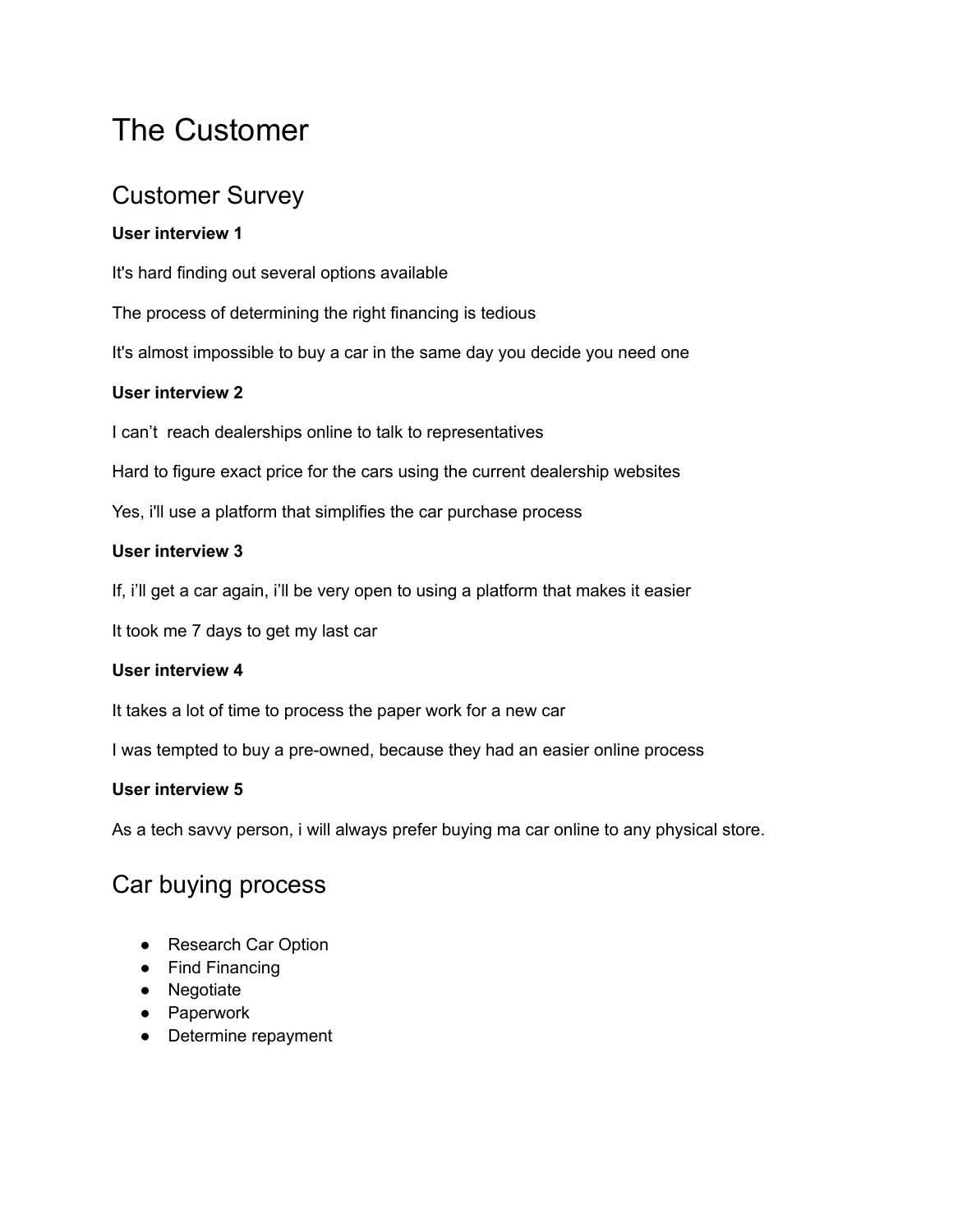# The Customer

## Customer Survey

**User interview 1**

It's hard finding out several options available

The process of determining the right financing is tedious

It's almost impossible to buy a car in the same day you decide you need one

**User interview 2**

I can't  reach dealerships online to talk to representatives

Hard to figure exact price for the cars using the current dealership websites

Yes, i'll use a platform that simplifies the car purchase process

**User interview 3**

If, i'll get a car again, i'll be very open to using a platform that makes it easier

It took me 7 days to get my last car

**User interview 4**

It takes a lot of time to process the paper work for a new car

I was tempted to buy a pre-owned, because they had an easier online process

**User interview 5**

As a tech savvy person, i will always prefer buying ma car online to any physical store.

## Car buying process

- Research Car Option
- Find Financing
- Negotiate
- Paperwork
- Determine repayment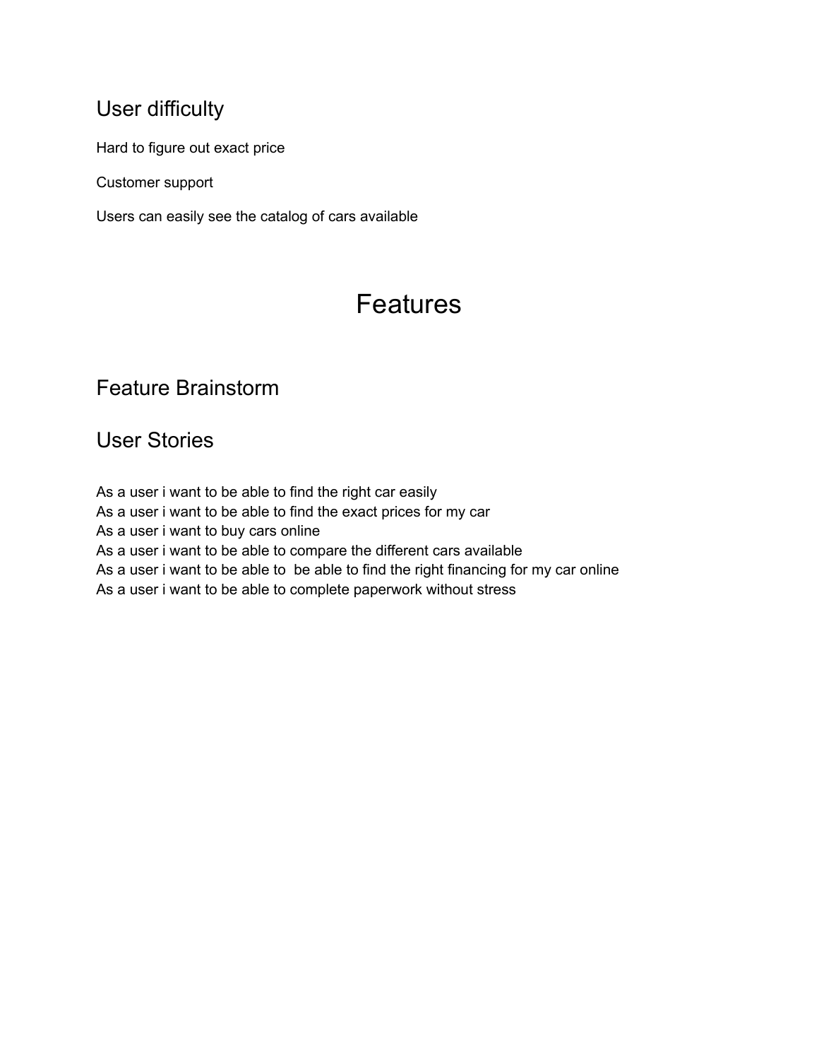## User difficulty

Hard to figure out exact price

Customer support

Users can easily see the catalog of cars available

# Features

## Feature Brainstorm

## User Stories

As a user i want to be able to find the right car easily
As a user i want to be able to find the exact prices for my car
As a user i want to buy cars online
As a user i want to be able to compare the different cars available
As a user i want to be able to  be able to find the right financing for my car online
As a user i want to be able to complete paperwork without stress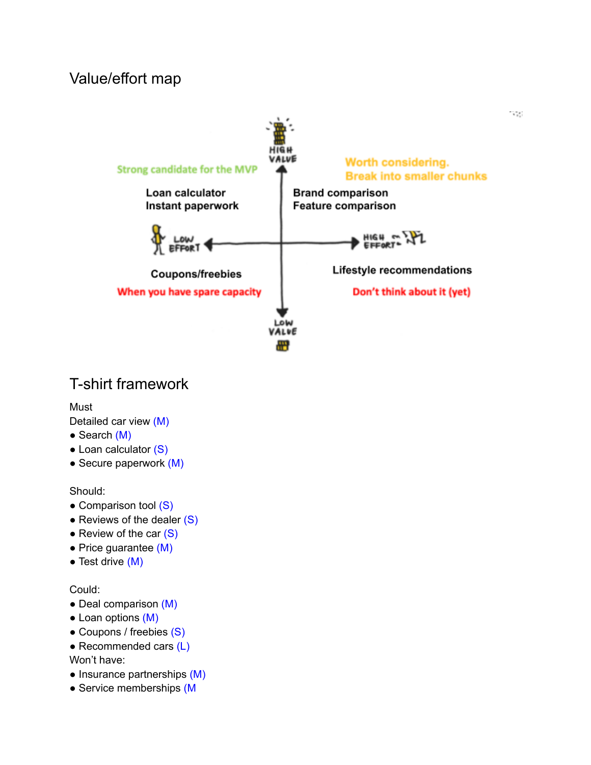## Value/effort map

HIGH VALUE

Strong candidate for the MVP

Loan calculator
Instant paperwork

Worth considering.
Break into smaller chunks

Brand comparison
Feature comparison

LOW EFFORT

HIGH EFFORT

Coupons/freebies

When you have spare capacity

Lifestyle recommendations

Don't think about it (yet)

LOW VALUE

## T-shirt framework

Must
Detailed car view (M)
- Search (M)
- Loan calculator (S)
- Secure paperwork (M)

Should:
- Comparison tool (S)
- Reviews of the dealer (S)
- Review of the car (S)
- Price guarantee (M)
- Test drive (M)

Could:
- Deal comparison (M)
- Loan options (M)
- Coupons / freebies (S)
- Recommended cars (L)

Won't have:
- Insurance partnerships (M)
- Service memberships (M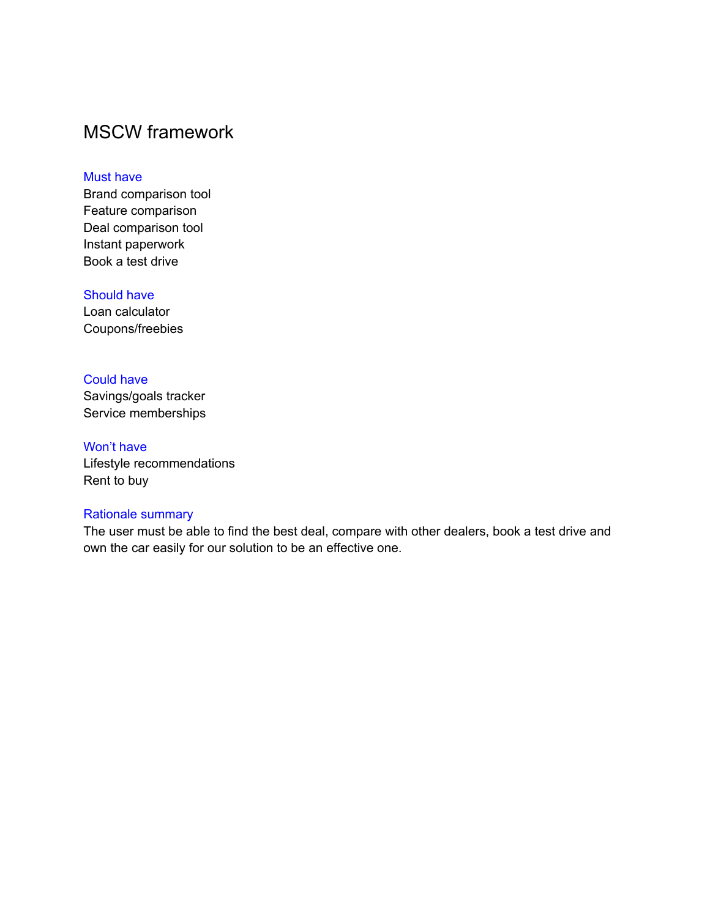# MSCW framework

## Must have

Brand comparison tool
Feature comparison
Deal comparison tool
Instant paperwork
Book a test drive

## Should have

Loan calculator
Coupons/freebies

## Could have

Savings/goals tracker
Service memberships

## Won't have

Lifestyle recommendations
Rent to buy

## Rationale summary

The user must be able to find the best deal, compare with other dealers, book a test drive and own the car easily for our solution to be an effective one.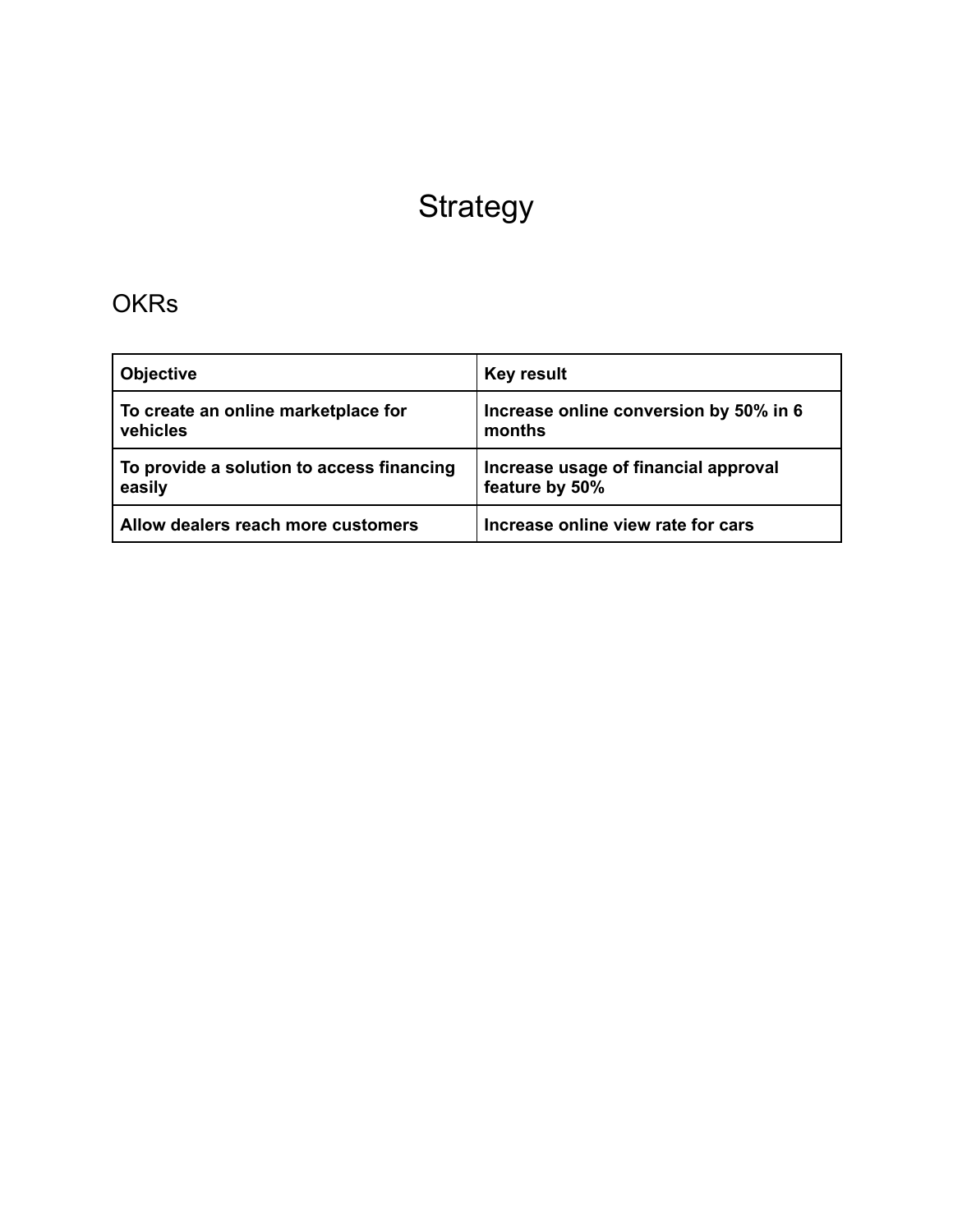# Strategy

## OKRs

| **Objective** | **Key result** |
|---|---|
| **To create an online marketplace for vehicles** | **Increase online conversion by 50% in 6 months** |
| **To provide a solution to access financing easily** | **Increase usage of financial approval feature by 50%** |
| **Allow dealers reach more customers** | **Increase online view rate for cars** |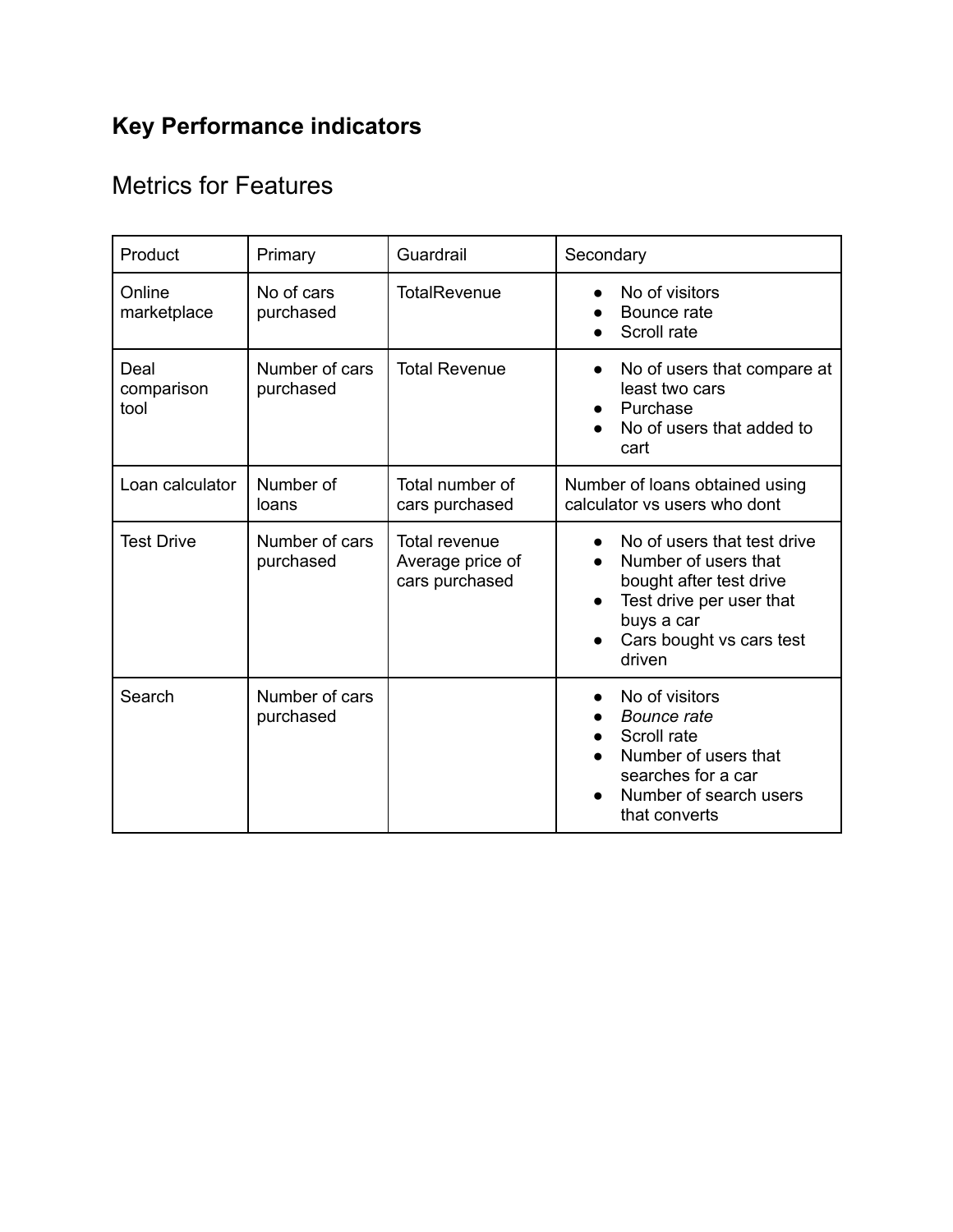## Key Performance indicators

# Metrics for Features

| Product | Primary | Guardrail | Secondary |
|---|---|---|---|
| Online marketplace | No of cars purchased | TotalRevenue | • No of visitors<br>• Bounce rate<br>• Scroll rate |
| Deal comparison tool | Number of cars purchased | Total Revenue | • No of users that compare at least two cars<br>• Purchase<br>• No of users that added to cart |
| Loan calculator | Number of loans | Total number of cars purchased | Number of loans obtained using calculator vs users who dont |
| Test Drive | Number of cars purchased | Total revenue<br>Average price of cars purchased | • No of users that test drive<br>• Number of users that bought after test drive<br>• Test drive per user that buys a car<br>• Cars bought vs cars test driven |
| Search | Number of cars purchased | | • No of visitors<br>• *Bounce rate*<br>• Scroll rate<br>• Number of users that searches for a car<br>• Number of search users that converts |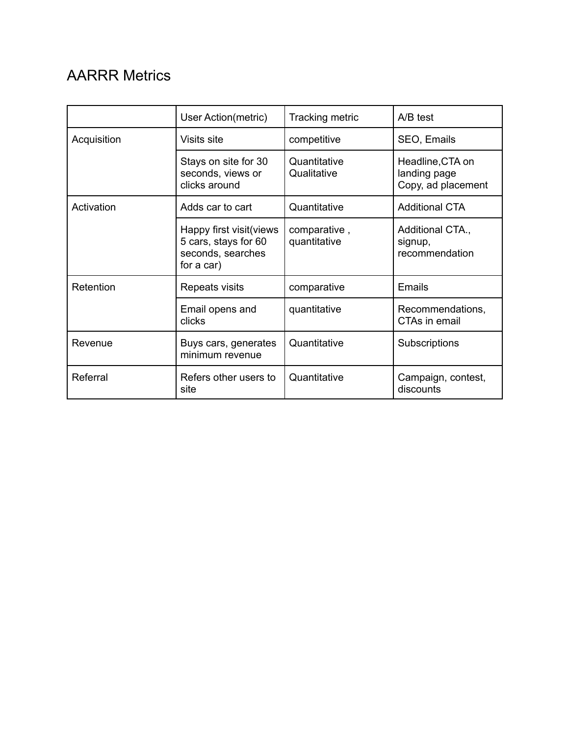# AARRR Metrics

| | User Action(metric) | Tracking metric | A/B test |
|---|---|---|---|
| Acquisition | Visits site | competitive | SEO, Emails |
| | Stays on site for 30 seconds, views or clicks around | Quantitative Qualitative | Headline,CTA on landing page Copy, ad placement |
| Activation | Adds car to cart | Quantitative | Additional CTA |
| | Happy first visit(views 5 cars, stays for 60 seconds, searches for a car) | comparative , quantitative | Additional CTA., signup, recommendation |
| Retention | Repeats visits | comparative | Emails |
| | Email opens and clicks | quantitative | Recommendations, CTAs in email |
| Revenue | Buys cars, generates minimum revenue | Quantitative | Subscriptions |
| Referral | Refers other users to site | Quantitative | Campaign, contest, discounts |